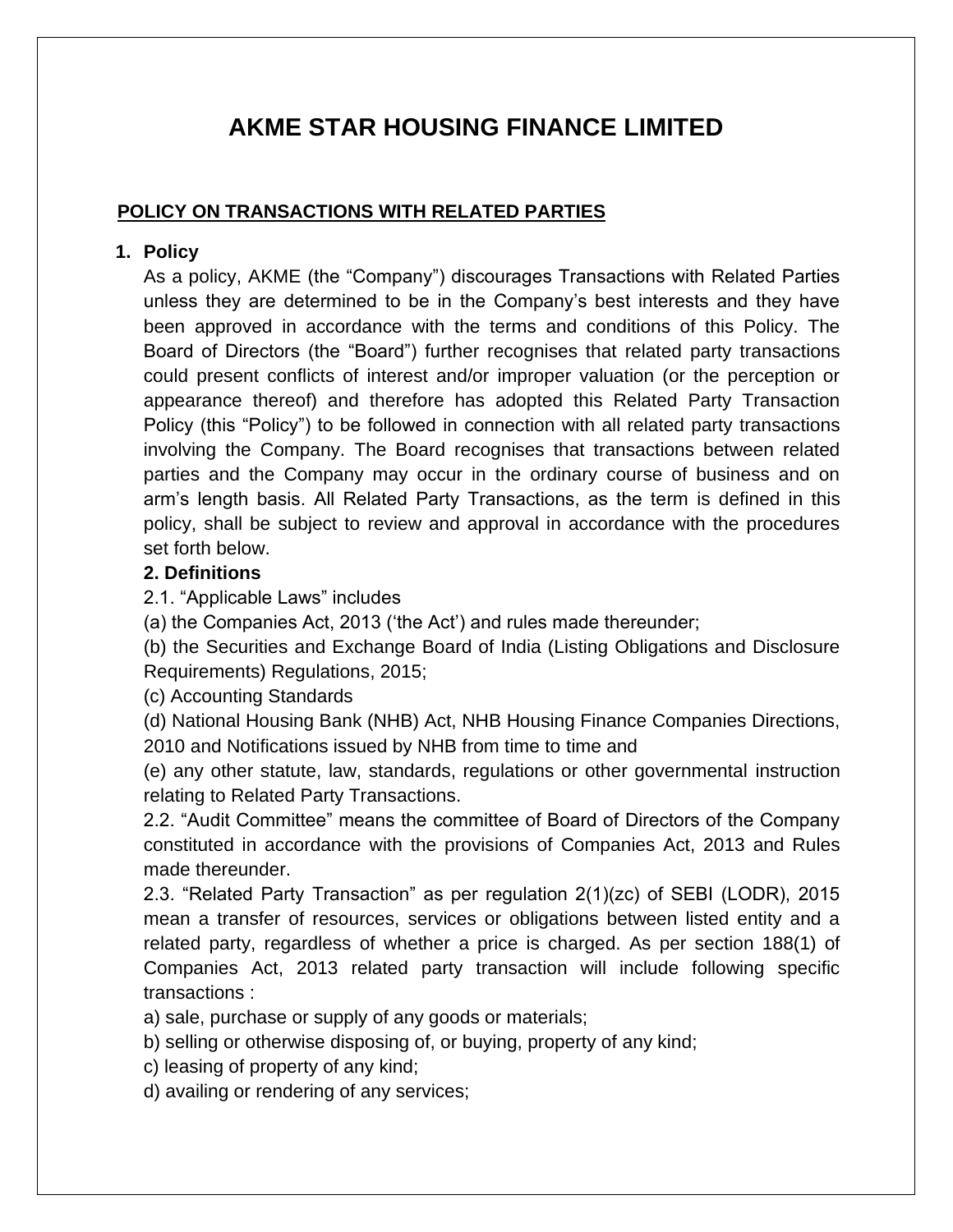# AKME STAR HOUSING FINANCE LIMITED

## POLICY ON TRANSACTIONS WITH RELATED PARTIES

### 1. Policy

As a policy, AKME (the "Company") discourages Transactions with Related Parties unless they are determined to be in the Company's best interests and they have been approved in accordance with the terms and conditions of this Policy. The Board of Directors (the "Board") further recognises that related party transactions could present conflicts of interest and/or improper valuation (or the perception or appearance thereof) and therefore has adopted this Related Party Transaction Policy (this "Policy") to be followed in connection with all related party transactions involving the Company. The Board recognises that transactions between related parties and the Company may occur in the ordinary course of business and on arm's length basis. All Related Party Transactions, as the term is defined in this policy, shall be subject to review and approval in accordance with the procedures set forth below.

### 2. Definitions

2.1. "Applicable Laws" includes

(a) the Companies Act, 2013 ('the Act') and rules made thereunder;

(b) the Securities and Exchange Board of India (Listing Obligations and Disclosure Requirements) Regulations, 2015;

(c) Accounting Standards

(d) National Housing Bank (NHB) Act, NHB Housing Finance Companies Directions, 2010 and Notifications issued by NHB from time to time and

(e) any other statute, law, standards, regulations or other governmental instruction relating to Related Party Transactions.

2.2. "Audit Committee" means the committee of Board of Directors of the Company constituted in accordance with the provisions of Companies Act, 2013 and Rules made thereunder.

2.3. "Related Party Transaction" as per regulation 2(1)(zc) of SEBI (LODR), 2015 mean a transfer of resources, services or obligations between listed entity and a related party, regardless of whether a price is charged. As per section 188(1) of Companies Act, 2013 related party transaction will include following specific transactions :

a) sale, purchase or supply of any goods or materials;

b) selling or otherwise disposing of, or buying, property of any kind;

c) leasing of property of any kind;

d) availing or rendering of any services;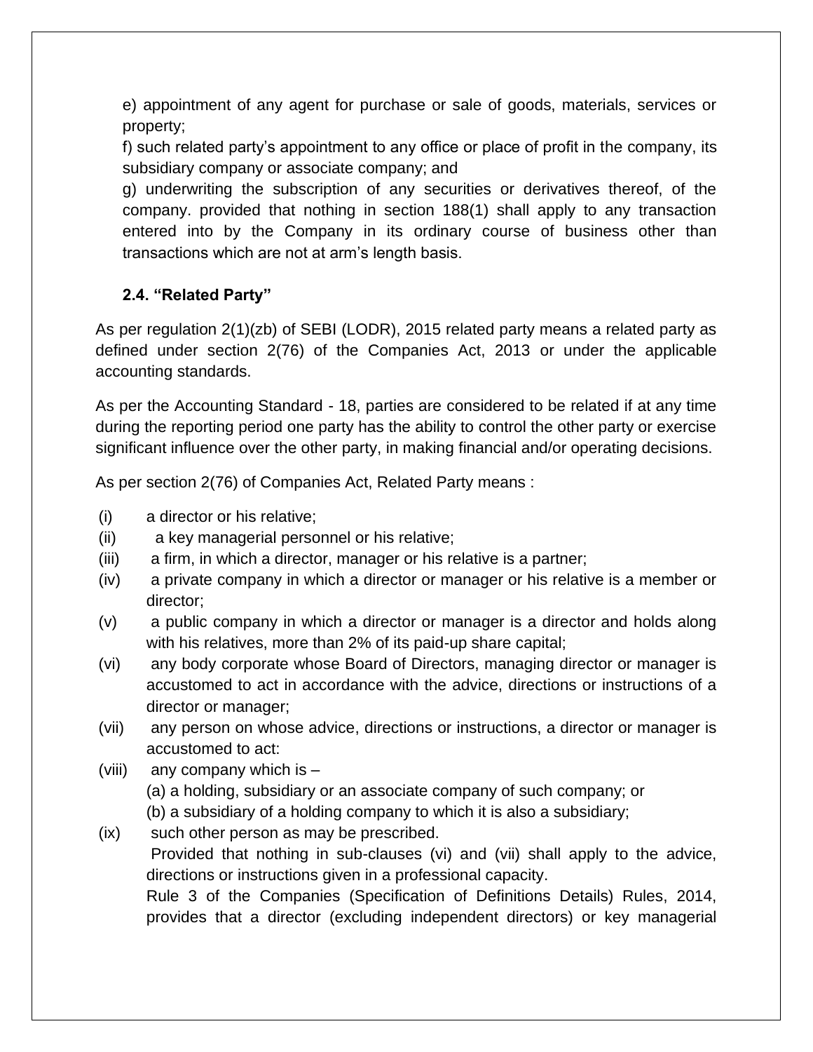e) appointment of any agent for purchase or sale of goods, materials, services or property;

f) such related party's appointment to any office or place of profit in the company, its subsidiary company or associate company; and

g) underwriting the subscription of any securities or derivatives thereof, of the company. provided that nothing in section 188(1) shall apply to any transaction entered into by the Company in its ordinary course of business other than transactions which are not at arm's length basis.

### 2.4. "Related Party"

As per regulation 2(1)(zb) of SEBI (LODR), 2015 related party means a related party as defined under section 2(76) of the Companies Act, 2013 or under the applicable accounting standards.

As per the Accounting Standard - 18, parties are considered to be related if at any time during the reporting period one party has the ability to control the other party or exercise significant influence over the other party, in making financial and/or operating decisions.

As per section 2(76) of Companies Act, Related Party means :

(i) a director or his relative;

(ii) a key managerial personnel or his relative;

(iii) a firm, in which a director, manager or his relative is a partner;

(iv) a private company in which a director or manager or his relative is a member or director;

(v) a public company in which a director or manager is a director and holds along with his relatives, more than 2% of its paid-up share capital;

(vi) any body corporate whose Board of Directors, managing director or manager is accustomed to act in accordance with the advice, directions or instructions of a director or manager;

(vii) any person on whose advice, directions or instructions, a director or manager is accustomed to act:

(viii) any company which is –
(a) a holding, subsidiary or an associate company of such company; or
(b) a subsidiary of a holding company to which it is also a subsidiary;

(ix) such other person as may be prescribed.
Provided that nothing in sub-clauses (vi) and (vii) shall apply to the advice, directions or instructions given in a professional capacity.
Rule 3 of the Companies (Specification of Definitions Details) Rules, 2014, provides that a director (excluding independent directors) or key managerial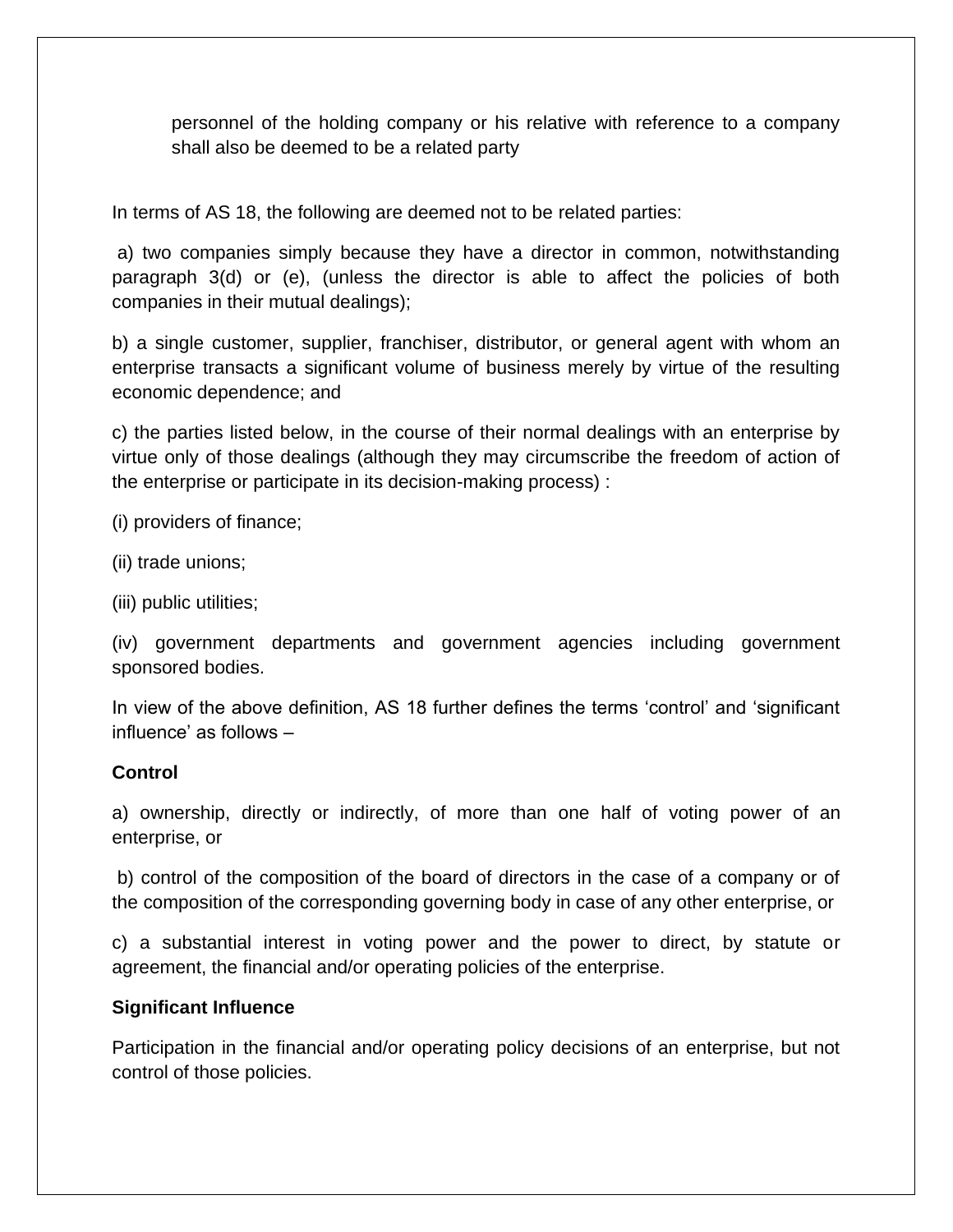personnel of the holding company or his relative with reference to a company shall also be deemed to be a related party

In terms of AS 18, the following are deemed not to be related parties:

a) two companies simply because they have a director in common, notwithstanding paragraph 3(d) or (e), (unless the director is able to affect the policies of both companies in their mutual dealings);

b) a single customer, supplier, franchiser, distributor, or general agent with whom an enterprise transacts a significant volume of business merely by virtue of the resulting economic dependence; and

c) the parties listed below, in the course of their normal dealings with an enterprise by virtue only of those dealings (although they may circumscribe the freedom of action of the enterprise or participate in its decision-making process) :

(i) providers of finance;

(ii) trade unions;

(iii) public utilities;

(iv) government departments and government agencies including government sponsored bodies.

In view of the above definition, AS 18 further defines the terms 'control' and 'significant influence' as follows –

**Control**

a) ownership, directly or indirectly, of more than one half of voting power of an enterprise, or

b) control of the composition of the board of directors in the case of a company or of the composition of the corresponding governing body in case of any other enterprise, or

c) a substantial interest in voting power and the power to direct, by statute or agreement, the financial and/or operating policies of the enterprise.

**Significant Influence**

Participation in the financial and/or operating policy decisions of an enterprise, but not control of those policies.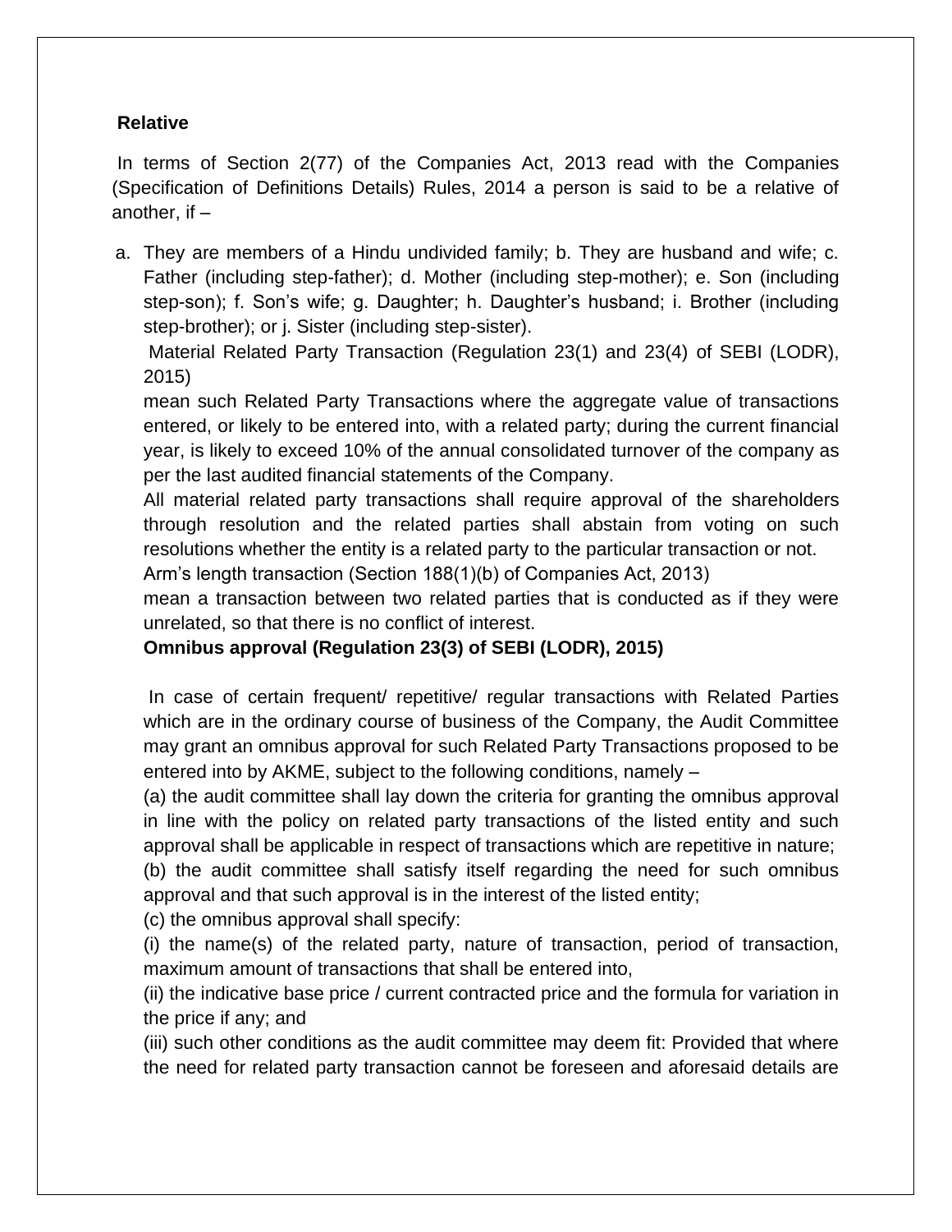**Relative**

In terms of Section 2(77) of the Companies Act, 2013 read with the Companies (Specification of Definitions Details) Rules, 2014 a person is said to be a relative of another, if –

a. They are members of a Hindu undivided family; b. They are husband and wife; c. Father (including step-father); d. Mother (including step-mother); e. Son (including step-son); f. Son's wife; g. Daughter; h. Daughter's husband; i. Brother (including step-brother); or j. Sister (including step-sister).

Material Related Party Transaction (Regulation 23(1) and 23(4) of SEBI (LODR), 2015)

mean such Related Party Transactions where the aggregate value of transactions entered, or likely to be entered into, with a related party; during the current financial year, is likely to exceed 10% of the annual consolidated turnover of the company as per the last audited financial statements of the Company.

All material related party transactions shall require approval of the shareholders through resolution and the related parties shall abstain from voting on such resolutions whether the entity is a related party to the particular transaction or not.

Arm's length transaction (Section 188(1)(b) of Companies Act, 2013)

mean a transaction between two related parties that is conducted as if they were unrelated, so that there is no conflict of interest.

**Omnibus approval (Regulation 23(3) of SEBI (LODR), 2015)**

In case of certain frequent/ repetitive/ regular transactions with Related Parties which are in the ordinary course of business of the Company, the Audit Committee may grant an omnibus approval for such Related Party Transactions proposed to be entered into by AKME, subject to the following conditions, namely –

(a) the audit committee shall lay down the criteria for granting the omnibus approval in line with the policy on related party transactions of the listed entity and such approval shall be applicable in respect of transactions which are repetitive in nature;

(b) the audit committee shall satisfy itself regarding the need for such omnibus approval and that such approval is in the interest of the listed entity;

(c) the omnibus approval shall specify:

(i) the name(s) of the related party, nature of transaction, period of transaction, maximum amount of transactions that shall be entered into,

(ii) the indicative base price / current contracted price and the formula for variation in the price if any; and

(iii) such other conditions as the audit committee may deem fit: Provided that where the need for related party transaction cannot be foreseen and aforesaid details are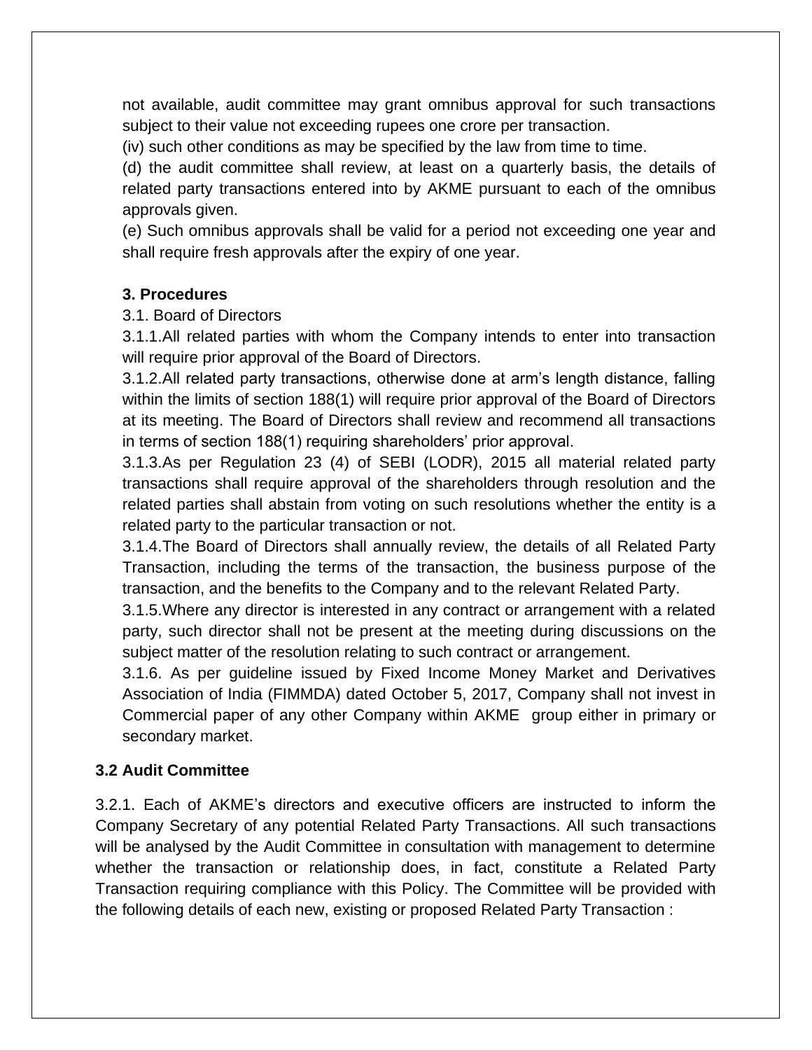not available, audit committee may grant omnibus approval for such transactions subject to their value not exceeding rupees one crore per transaction.

(iv) such other conditions as may be specified by the law from time to time.

(d) the audit committee shall review, at least on a quarterly basis, the details of related party transactions entered into by AKME pursuant to each of the omnibus approvals given.

(e) Such omnibus approvals shall be valid for a period not exceeding one year and shall require fresh approvals after the expiry of one year.

**3. Procedures**

3.1. Board of Directors

3.1.1.All related parties with whom the Company intends to enter into transaction will require prior approval of the Board of Directors.

3.1.2.All related party transactions, otherwise done at arm's length distance, falling within the limits of section 188(1) will require prior approval of the Board of Directors at its meeting. The Board of Directors shall review and recommend all transactions in terms of section 188(1) requiring shareholders' prior approval.

3.1.3.As per Regulation 23 (4) of SEBI (LODR), 2015 all material related party transactions shall require approval of the shareholders through resolution and the related parties shall abstain from voting on such resolutions whether the entity is a related party to the particular transaction or not.

3.1.4.The Board of Directors shall annually review, the details of all Related Party Transaction, including the terms of the transaction, the business purpose of the transaction, and the benefits to the Company and to the relevant Related Party.

3.1.5.Where any director is interested in any contract or arrangement with a related party, such director shall not be present at the meeting during discussions on the subject matter of the resolution relating to such contract or arrangement.

3.1.6. As per guideline issued by Fixed Income Money Market and Derivatives Association of India (FIMMDA) dated October 5, 2017, Company shall not invest in Commercial paper of any other Company within AKME group either in primary or secondary market.

**3.2 Audit Committee**

3.2.1. Each of AKME's directors and executive officers are instructed to inform the Company Secretary of any potential Related Party Transactions. All such transactions will be analysed by the Audit Committee in consultation with management to determine whether the transaction or relationship does, in fact, constitute a Related Party Transaction requiring compliance with this Policy. The Committee will be provided with the following details of each new, existing or proposed Related Party Transaction :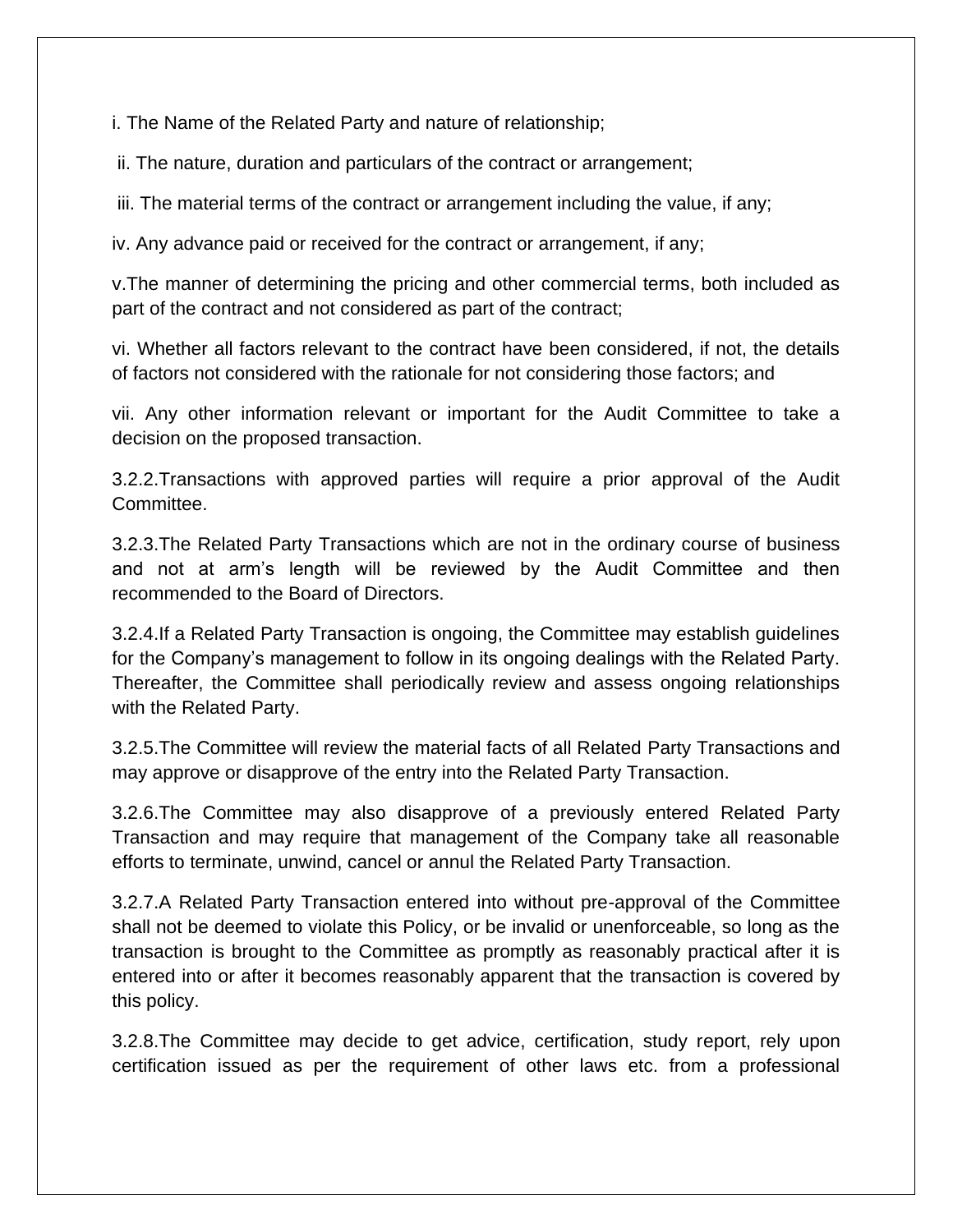i. The Name of the Related Party and nature of relationship;

ii. The nature, duration and particulars of the contract or arrangement;

iii. The material terms of the contract or arrangement including the value, if any;

iv. Any advance paid or received for the contract or arrangement, if any;

v.The manner of determining the pricing and other commercial terms, both included as part of the contract and not considered as part of the contract;

vi. Whether all factors relevant to the contract have been considered, if not, the details of factors not considered with the rationale for not considering those factors; and

vii. Any other information relevant or important for the Audit Committee to take a decision on the proposed transaction.

3.2.2.Transactions with approved parties will require a prior approval of the Audit Committee.

3.2.3.The Related Party Transactions which are not in the ordinary course of business and not at arm's length will be reviewed by the Audit Committee and then recommended to the Board of Directors.

3.2.4.If a Related Party Transaction is ongoing, the Committee may establish guidelines for the Company's management to follow in its ongoing dealings with the Related Party. Thereafter, the Committee shall periodically review and assess ongoing relationships with the Related Party.

3.2.5.The Committee will review the material facts of all Related Party Transactions and may approve or disapprove of the entry into the Related Party Transaction.

3.2.6.The Committee may also disapprove of a previously entered Related Party Transaction and may require that management of the Company take all reasonable efforts to terminate, unwind, cancel or annul the Related Party Transaction.

3.2.7.A Related Party Transaction entered into without pre-approval of the Committee shall not be deemed to violate this Policy, or be invalid or unenforceable, so long as the transaction is brought to the Committee as promptly as reasonably practical after it is entered into or after it becomes reasonably apparent that the transaction is covered by this policy.

3.2.8.The Committee may decide to get advice, certification, study report, rely upon certification issued as per the requirement of other laws etc. from a professional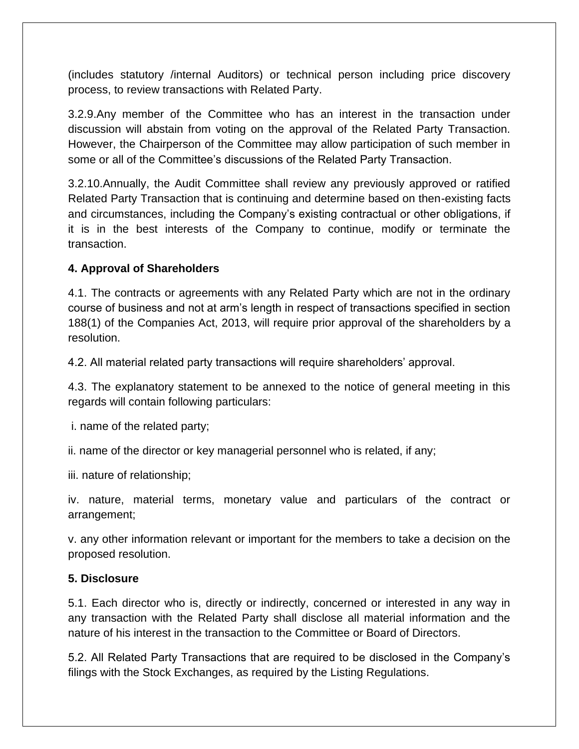(includes statutory /internal Auditors) or technical person including price discovery process, to review transactions with Related Party.

3.2.9.Any member of the Committee who has an interest in the transaction under discussion will abstain from voting on the approval of the Related Party Transaction. However, the Chairperson of the Committee may allow participation of such member in some or all of the Committee's discussions of the Related Party Transaction.

3.2.10.Annually, the Audit Committee shall review any previously approved or ratified Related Party Transaction that is continuing and determine based on then-existing facts and circumstances, including the Company's existing contractual or other obligations, if it is in the best interests of the Company to continue, modify or terminate the transaction.

**4. Approval of Shareholders**

4.1. The contracts or agreements with any Related Party which are not in the ordinary course of business and not at arm's length in respect of transactions specified in section 188(1) of the Companies Act, 2013, will require prior approval of the shareholders by a resolution.

4.2. All material related party transactions will require shareholders' approval.

4.3. The explanatory statement to be annexed to the notice of general meeting in this regards will contain following particulars:

i. name of the related party;

ii. name of the director or key managerial personnel who is related, if any;

iii. nature of relationship;

iv. nature, material terms, monetary value and particulars of the contract or arrangement;

v. any other information relevant or important for the members to take a decision on the proposed resolution.

**5. Disclosure**

5.1. Each director who is, directly or indirectly, concerned or interested in any way in any transaction with the Related Party shall disclose all material information and the nature of his interest in the transaction to the Committee or Board of Directors.

5.2. All Related Party Transactions that are required to be disclosed in the Company's filings with the Stock Exchanges, as required by the Listing Regulations.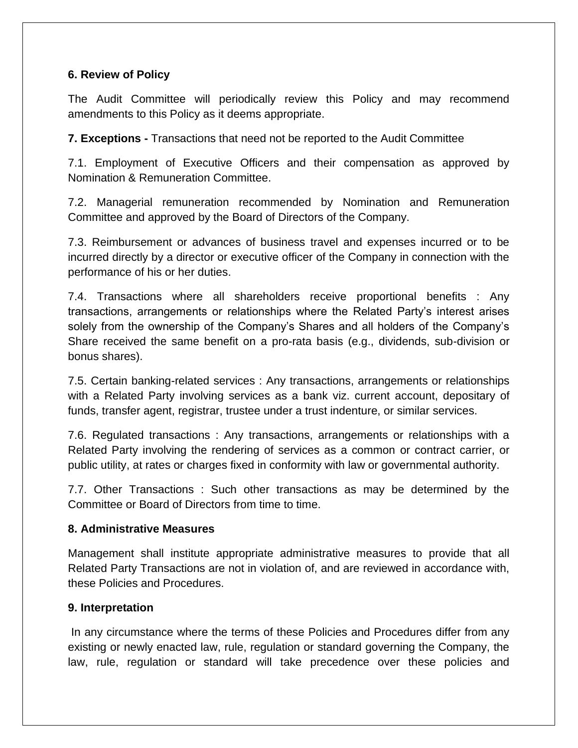**6. Review of Policy**

The Audit Committee will periodically review this Policy and may recommend amendments to this Policy as it deems appropriate.

**7. Exceptions -** Transactions that need not be reported to the Audit Committee

7.1. Employment of Executive Officers and their compensation as approved by Nomination & Remuneration Committee.

7.2. Managerial remuneration recommended by Nomination and Remuneration Committee and approved by the Board of Directors of the Company.

7.3. Reimbursement or advances of business travel and expenses incurred or to be incurred directly by a director or executive officer of the Company in connection with the performance of his or her duties.

7.4. Transactions where all shareholders receive proportional benefits : Any transactions, arrangements or relationships where the Related Party's interest arises solely from the ownership of the Company's Shares and all holders of the Company's Share received the same benefit on a pro-rata basis (e.g., dividends, sub-division or bonus shares).

7.5. Certain banking-related services : Any transactions, arrangements or relationships with a Related Party involving services as a bank viz. current account, depositary of funds, transfer agent, registrar, trustee under a trust indenture, or similar services.

7.6. Regulated transactions : Any transactions, arrangements or relationships with a Related Party involving the rendering of services as a common or contract carrier, or public utility, at rates or charges fixed in conformity with law or governmental authority.

7.7. Other Transactions : Such other transactions as may be determined by the Committee or Board of Directors from time to time.

**8. Administrative Measures**

Management shall institute appropriate administrative measures to provide that all Related Party Transactions are not in violation of, and are reviewed in accordance with, these Policies and Procedures.

**9. Interpretation**

In any circumstance where the terms of these Policies and Procedures differ from any existing or newly enacted law, rule, regulation or standard governing the Company, the law, rule, regulation or standard will take precedence over these policies and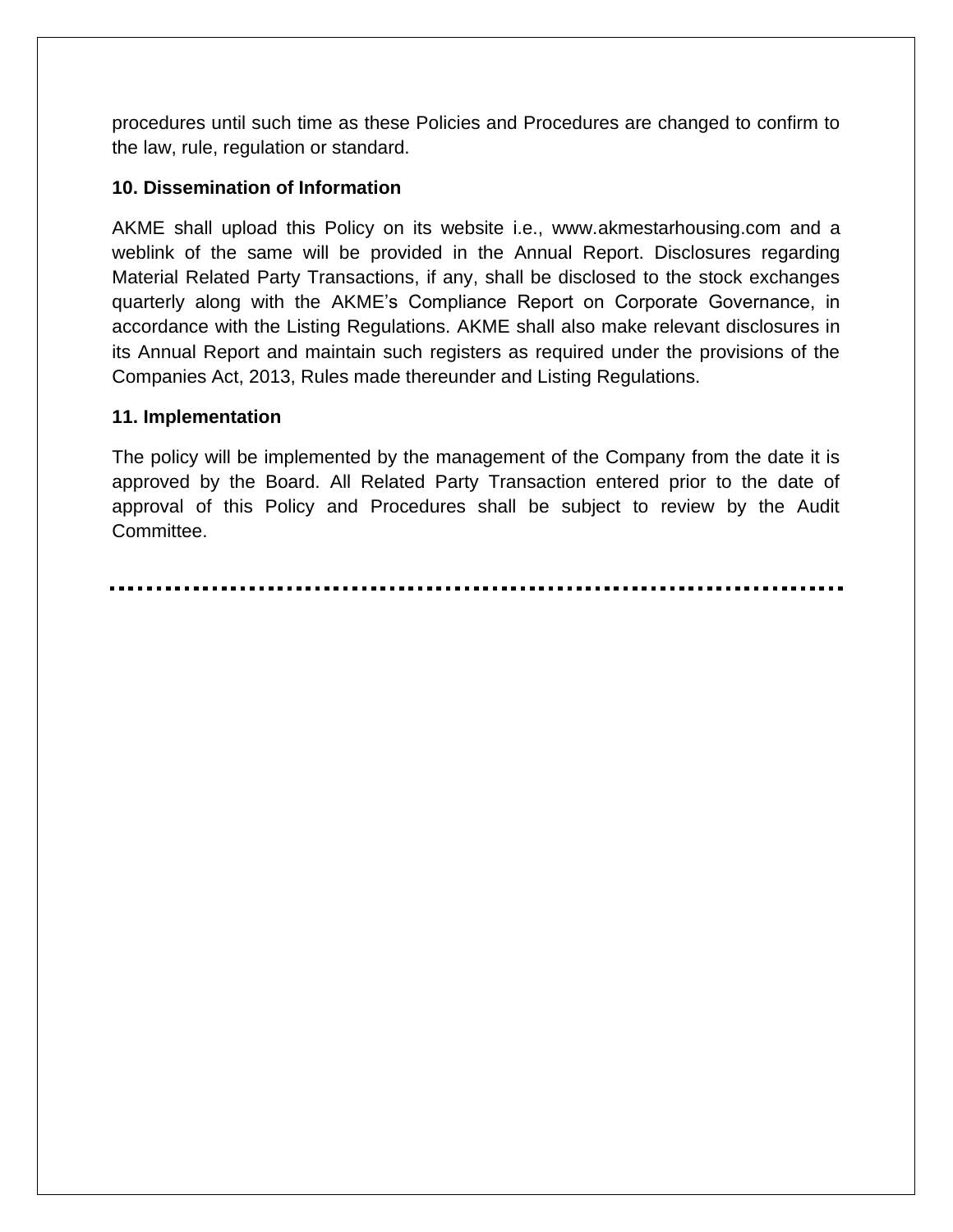procedures until such time as these Policies and Procedures are changed to confirm to the law, rule, regulation or standard.

**10. Dissemination of Information**

AKME shall upload this Policy on its website i.e., www.akmestarhousing.com and a weblink of the same will be provided in the Annual Report. Disclosures regarding Material Related Party Transactions, if any, shall be disclosed to the stock exchanges quarterly along with the AKME's Compliance Report on Corporate Governance, in accordance with the Listing Regulations. AKME shall also make relevant disclosures in its Annual Report and maintain such registers as required under the provisions of the Companies Act, 2013, Rules made thereunder and Listing Regulations.

**11. Implementation**

The policy will be implemented by the management of the Company from the date it is approved by the Board. All Related Party Transaction entered prior to the date of approval of this Policy and Procedures shall be subject to review by the Audit Committee.

---